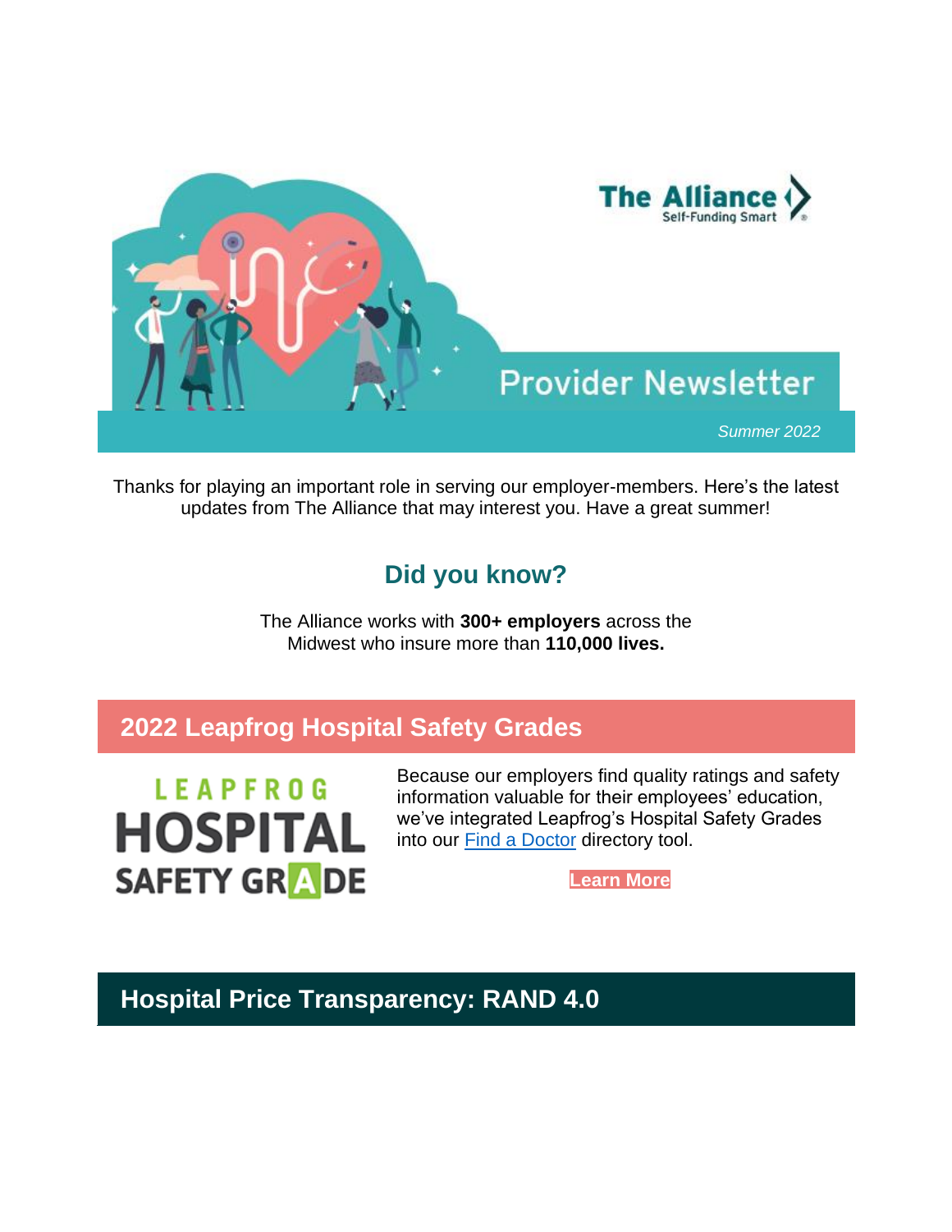The Alliance
Self-Funding Smart

# Provider Newsletter

*Summer 2022*

Thanks for playing an important role in serving our employer-members. Here's the latest updates from The Alliance that may interest you. Have a great summer!

## Did you know?

The Alliance works with **300+ employers** across the Midwest who insure more than **110,000 lives.**

## 2022 Leapfrog Hospital Safety Grades

LEAPFROG HOSPITAL SAFETY GRADE

Because our employers find quality ratings and safety information valuable for their employees' education, we've integrated Leapfrog's Hospital Safety Grades into our Find a Doctor directory tool.

**Learn More**

## Hospital Price Transparency: RAND 4.0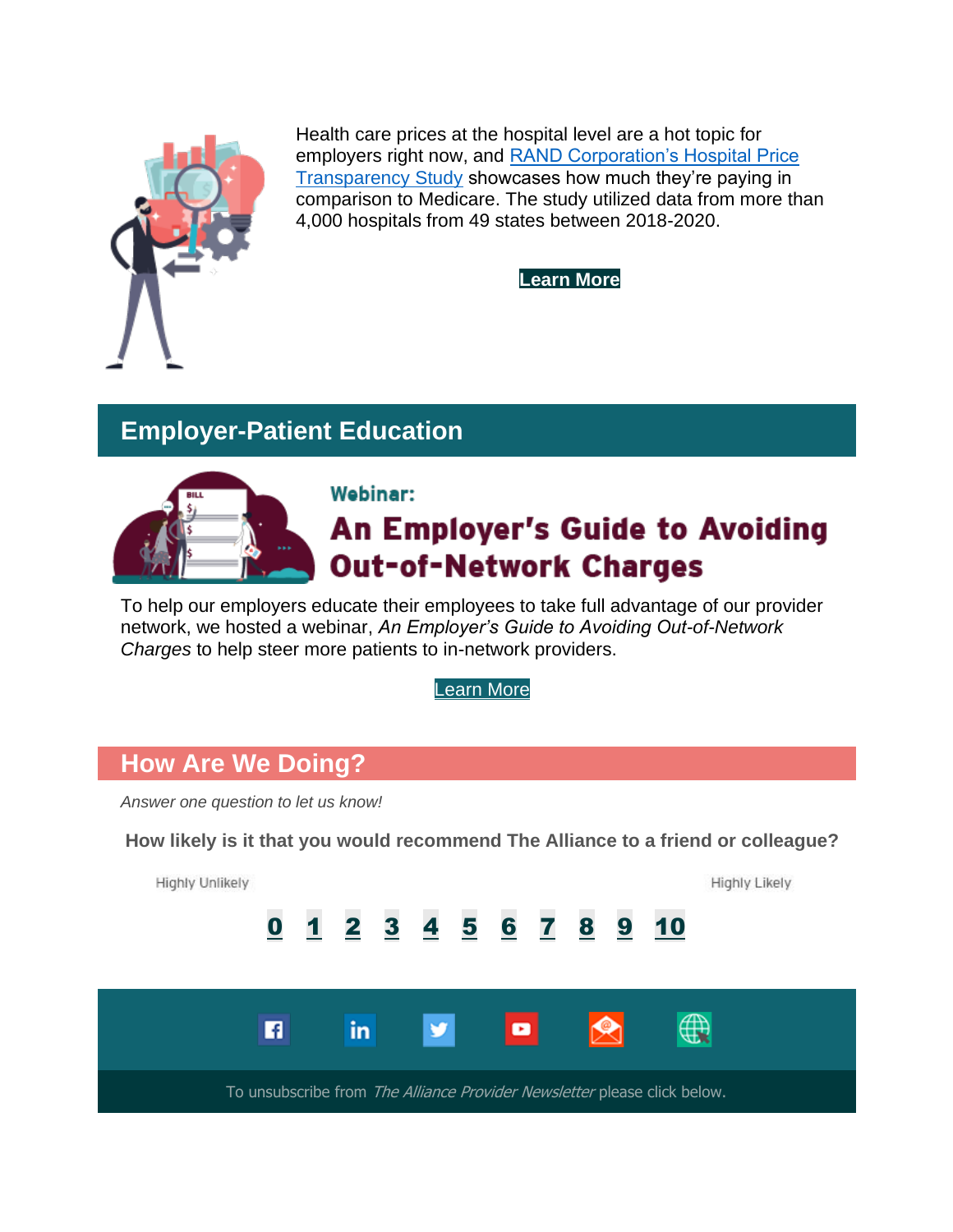Health care prices at the hospital level are a hot topic for employers right now, and RAND Corporation's Hospital Price Transparency Study showcases how much they're paying in comparison to Medicare. The study utilized data from more than 4,000 hospitals from 49 states between 2018-2020.

**Learn More**

## Employer-Patient Education

**Webinar:**

### An Employer's Guide to Avoiding Out-of-Network Charges

To help our employers educate their employees to take full advantage of our provider network, we hosted a webinar, *An Employer's Guide to Avoiding Out-of-Network Charges* to help steer more patients to in-network providers.

Learn More

## How Are We Doing?

*Answer one question to let us know!*

**How likely is it that you would recommend The Alliance to a friend or colleague?**

Highly Unlikely — Highly Likely

**0 1 2 3 4 5 6 7 8 9 10**

To unsubscribe from *The Alliance Provider Newsletter* please click below.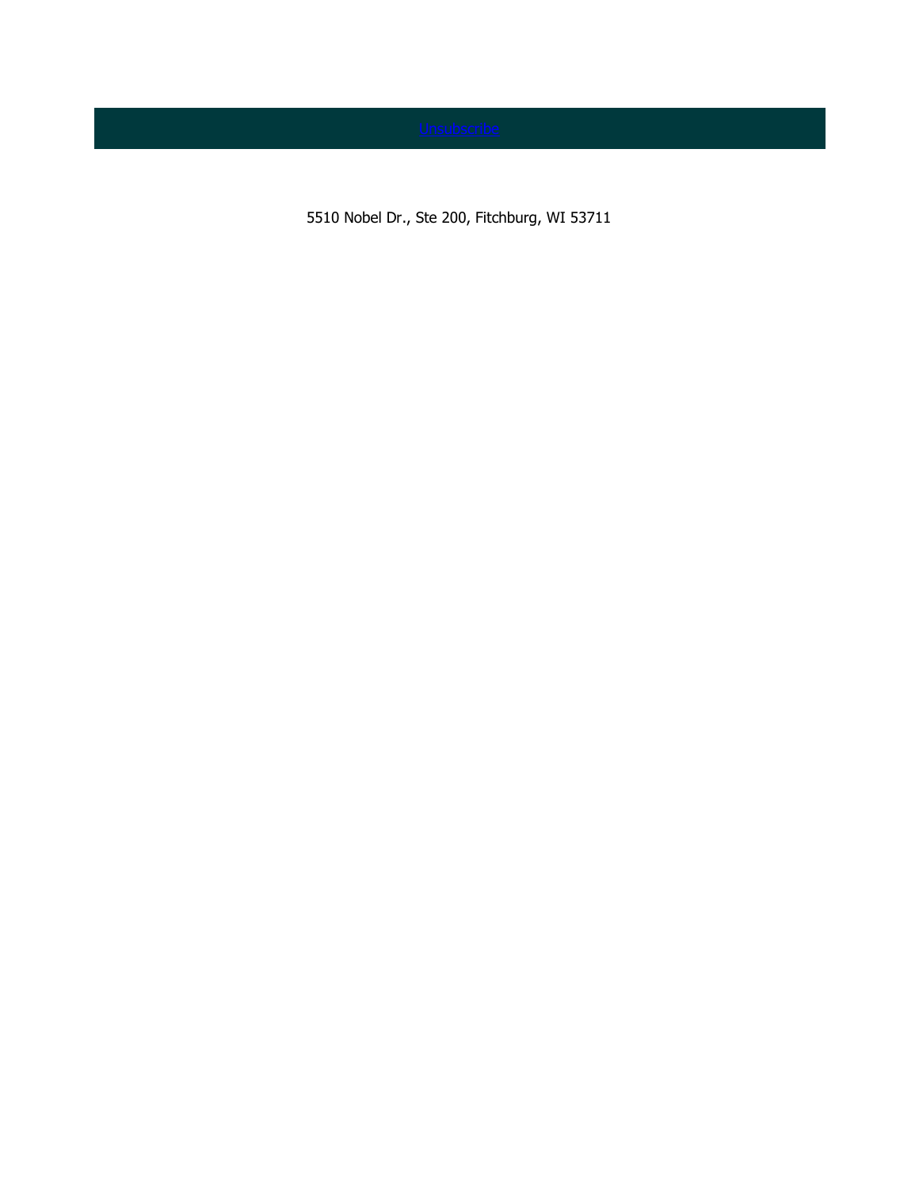Unsubscribe

5510 Nobel Dr., Ste 200, Fitchburg, WI 53711